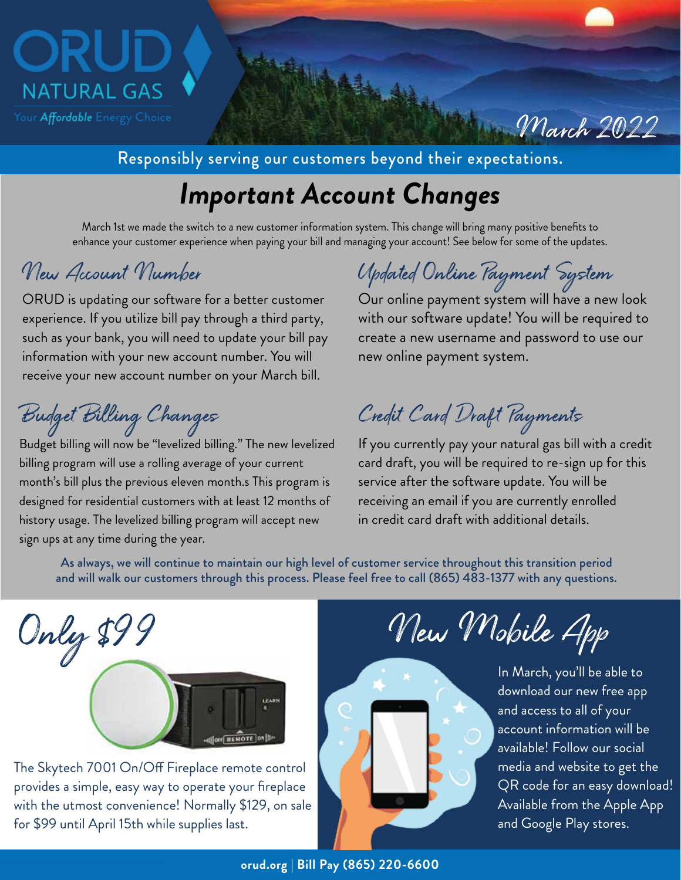ORUD NATURAL GAS

Your *Affordable* Energy Choice

*March 2022*

Responsibly serving our customers beyond their expectations.

# *Important Account Changes*

March 1st we made the switch to a new customer information system. This change will bring many positive benefits to enhance your customer experience when paying your bill and managing your account! See below for some of the updates.

## New Account Number

ORUD is updating our software for a better customer experience. If you utilize bill pay through a third party, such as your bank, you will need to update your bill pay information with your new account number. You will receive your new account number on your March bill.

## Updated Online Payment System

Our online payment system will have a new look with our software update! You will be required to create a new username and password to use our new online payment system.

## Budget Billing Changes

Budget billing will now be "levelized billing." The new levelized billing program will use a rolling average of your current month's bill plus the previous eleven month.s This program is designed for residential customers with at least 12 months of history usage. The levelized billing program will accept new sign ups at any time during the year.

## Credit Card Draft Payments

If you currently pay your natural gas bill with a credit card draft, you will be required to re-sign up for this service after the software update. You will be receiving an email if you are currently enrolled in credit card draft with additional details.

**As always, we will continue to maintain our high level of customer service throughout this transition period and will walk our customers through this process. Please feel free to call (865) 483-1377 with any questions.**

## Only $99

The Skytech 7001 On/Off Fireplace remote control provides a simple, easy way to operate your fireplace with the utmost convenience! Normally $129, on sale for $99 until April 15th while supplies last.

## New Mobile App

In March, you'll be able to download our new free app and access to all of your account information will be available! Follow our social media and website to get the QR code for an easy download! Available from the Apple App and Google Play stores.

**orud.org | Bill Pay (865) 220-6600**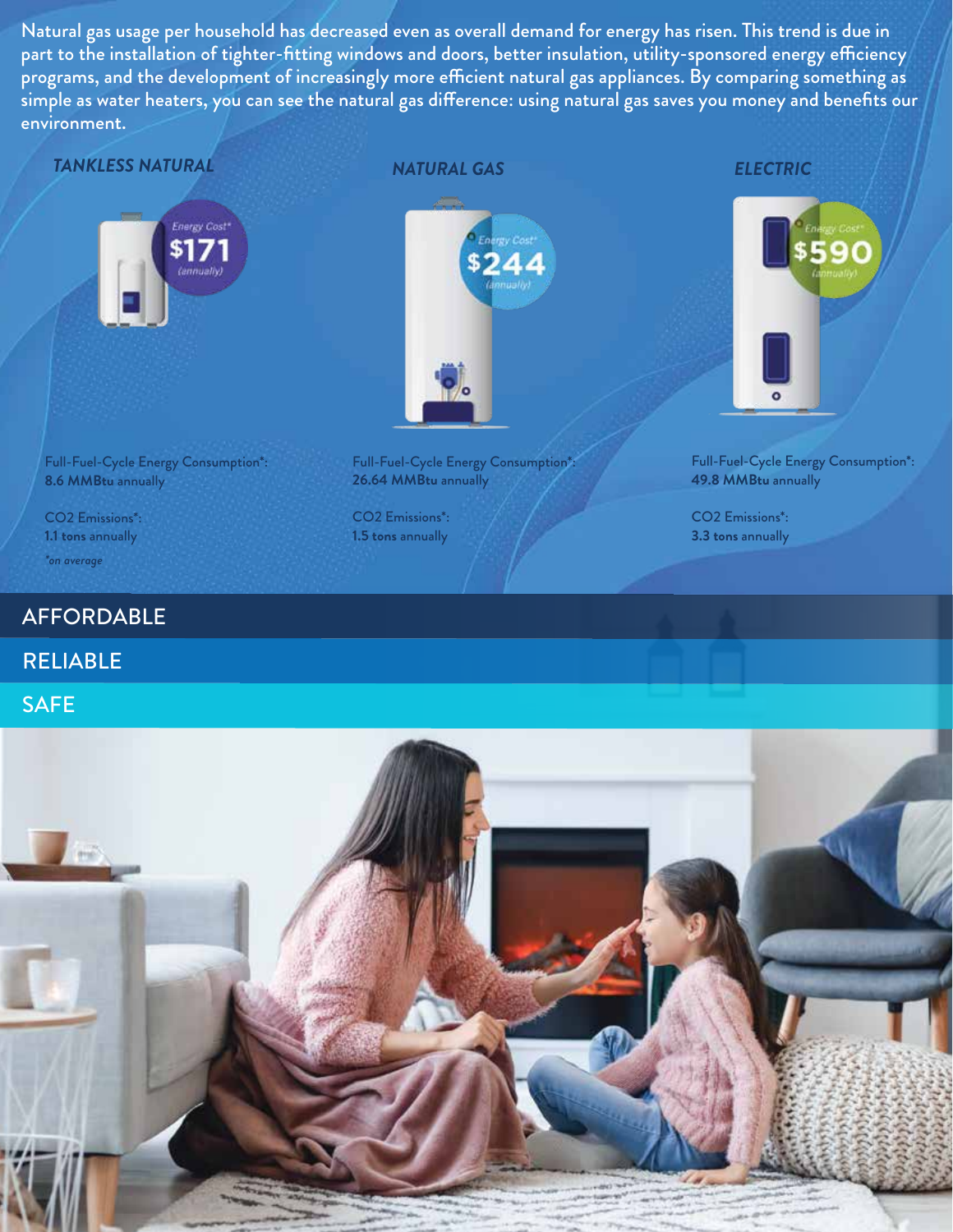Natural gas usage per household has decreased even as overall demand for energy has risen. This trend is due in part to the installation of tighter-fitting windows and doors, better insulation, utility-sponsored energy efficiency programs, and the development of increasingly more efficient natural gas appliances. By comparing something as simple as water heaters, you can see the natural gas difference: using natural gas saves you money and benefits our environment.

### *TANKLESS NATURAL*

Energy Cost* **$171** *(annually)*

Full-Fuel-Cycle Energy Consumption*:
**8.6 MMBtu** annually

$CO_2$ Emissions*:
**1.1 tons** annually

*\*on average*

### *NATURAL GAS*

Energy Cost* **$244** *(annually)*

Full-Fuel-Cycle Energy Consumption*:
**26.64 MMBtu** annually

$CO_2$ Emissions*:
**1.5 tons** annually

### *ELECTRIC*

Energy Cost* **$590** *(annually)*

Full-Fuel-Cycle Energy Consumption*:
**49.8 MMBtu** annually

$CO_2$ Emissions*:
**3.3 tons** annually

## AFFORDABLE

## RELIABLE

## SAFE